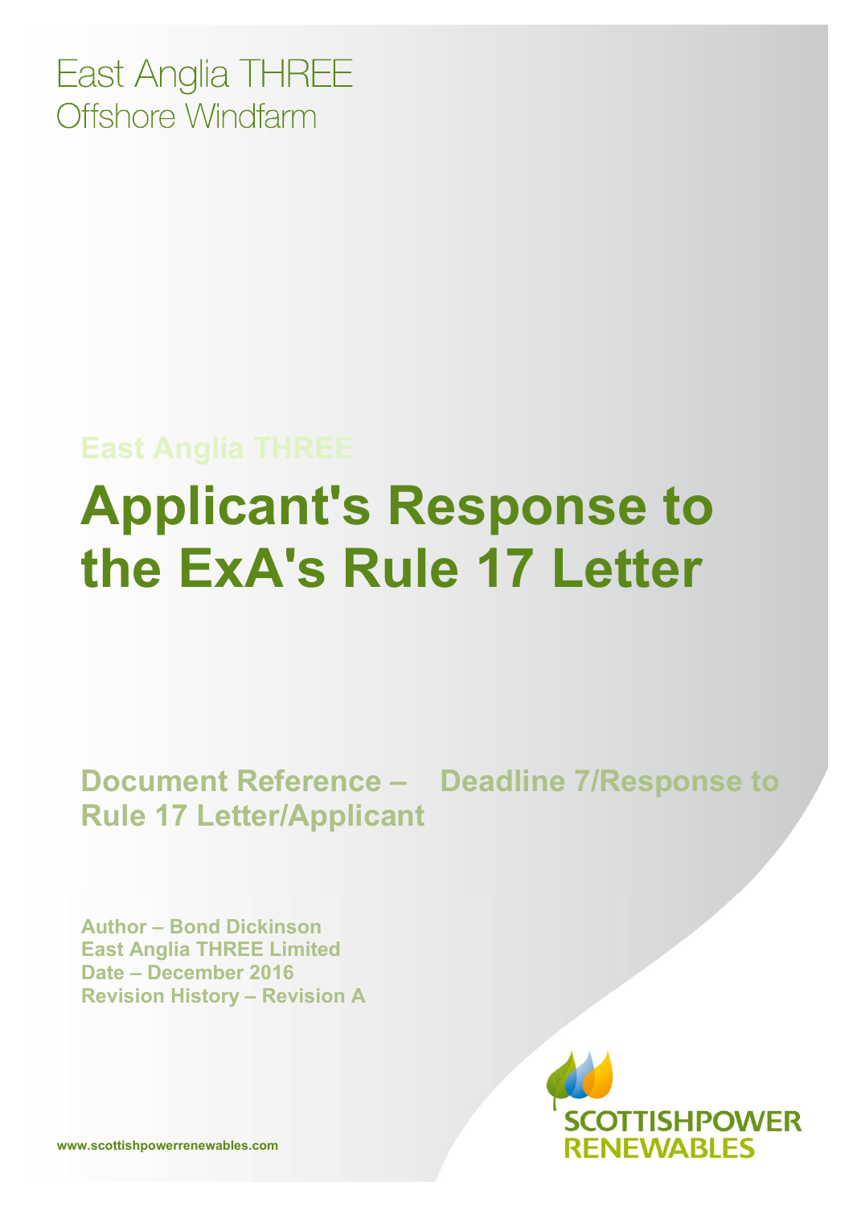East Anglia THREE
Offshore Windfarm

East Anglia THREE

# Applicant's Response to the ExA's Rule 17 Letter

## Document Reference – Deadline 7/Response to Rule 17 Letter/Applicant

**Author – Bond Dickinson**
**East Anglia THREE Limited**
**Date – December 2016**
**Revision History – Revision A**

SCOTTISHPOWER RENEWABLES

www.scottishpowerrenewables.com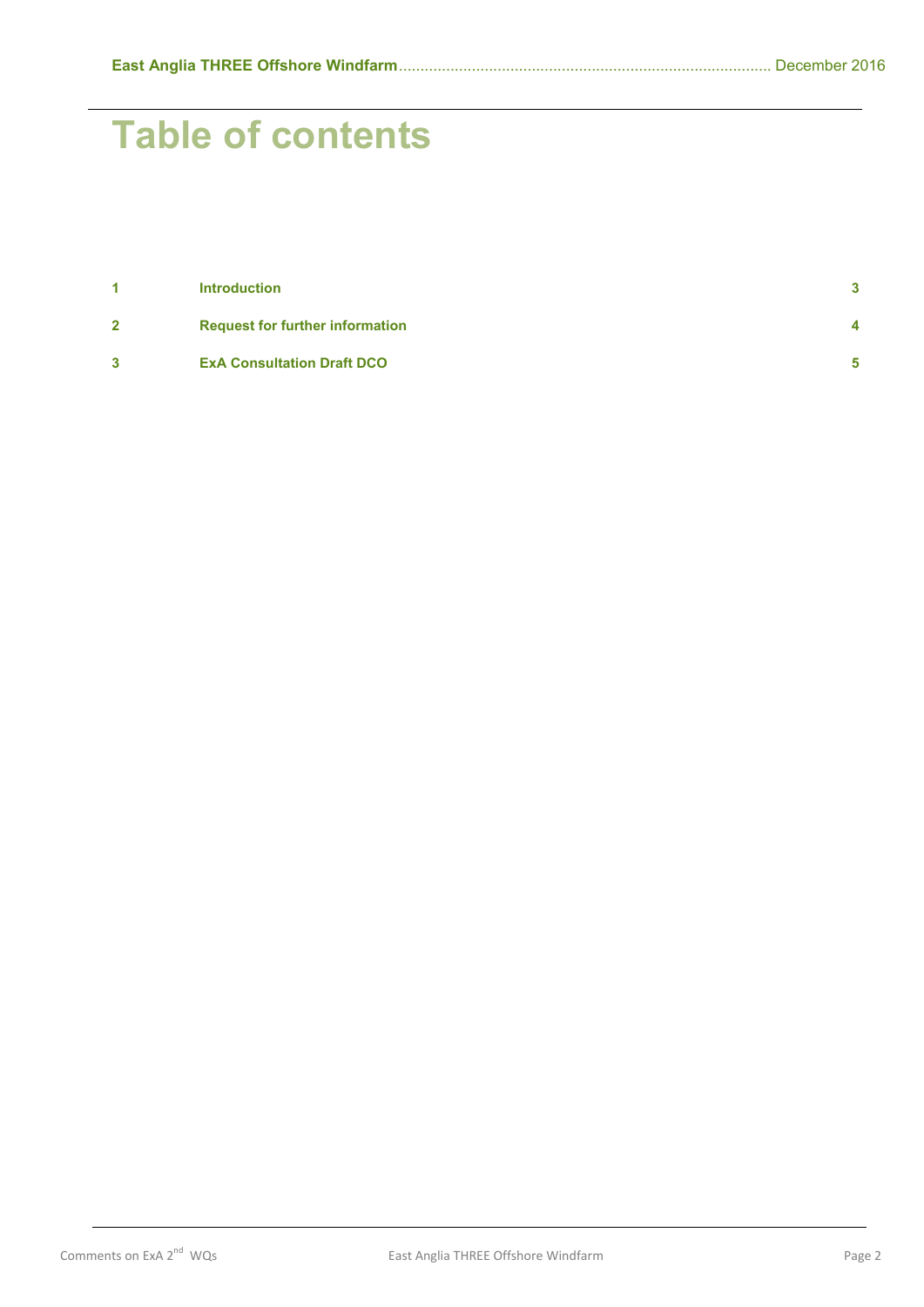# Table of contents

| | | |
|---|---|---|
| **1** | **Introduction** | **3** |
| **2** | **Request for further information** | **4** |
| **3** | **ExA Consultation Draft DCO** | **5** |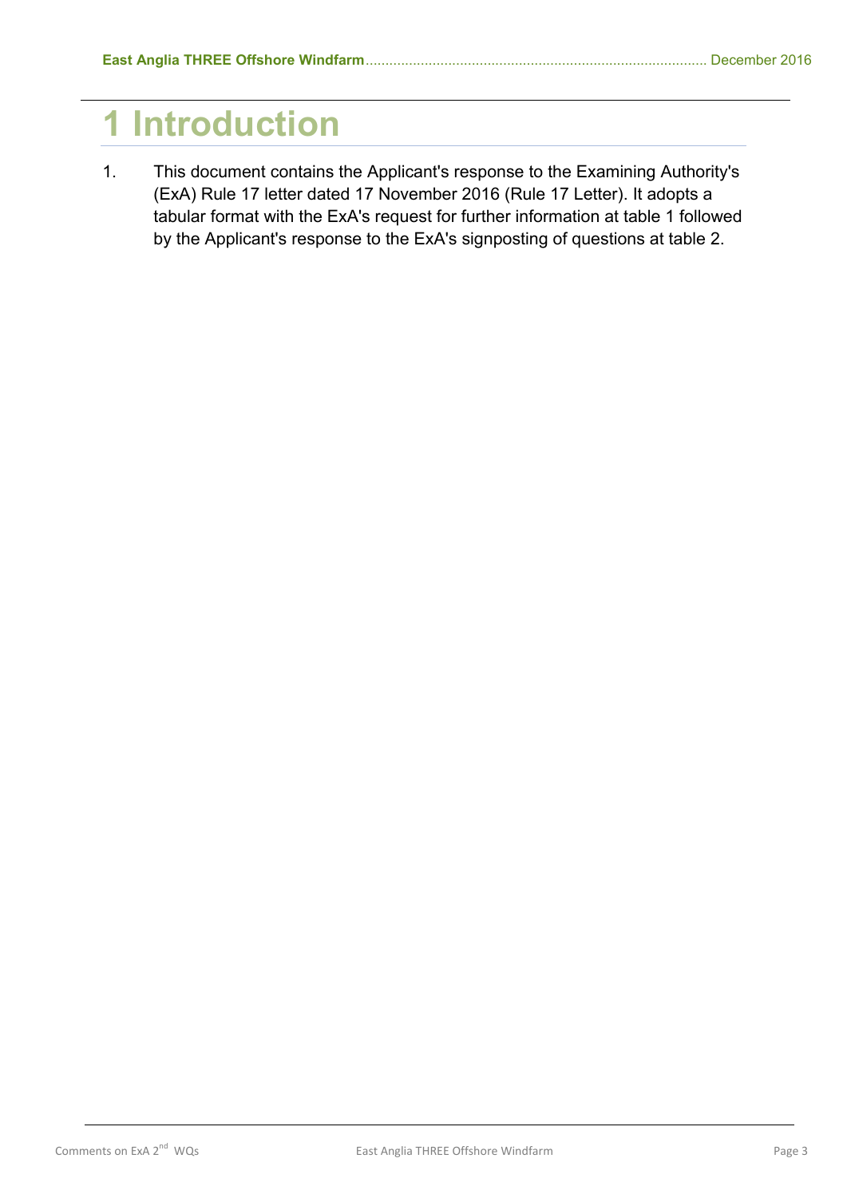# 1 Introduction

1. This document contains the Applicant's response to the Examining Authority's (ExA) Rule 17 letter dated 17 November 2016 (Rule 17 Letter). It adopts a tabular format with the ExA's request for further information at table 1 followed by the Applicant's response to the ExA's signposting of questions at table 2.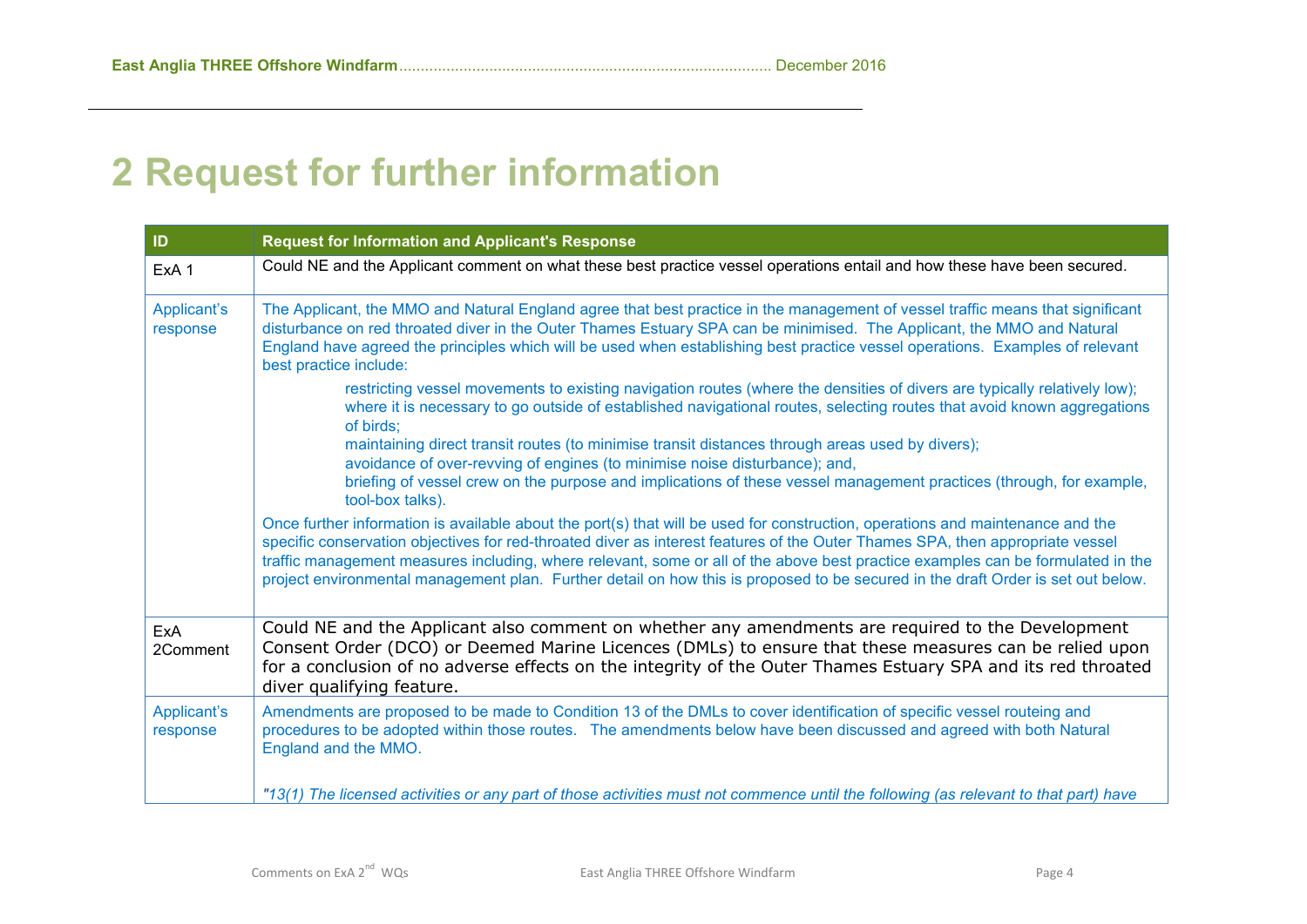# 2 Request for further information

| ID | Request for Information and Applicant's Response |
|---|---|
| ExA 1 | Could NE and the Applicant comment on what these best practice vessel operations entail and how these have been secured. |
| Applicant's response | The Applicant, the MMO and Natural England agree that best practice in the management of vessel traffic means that significant disturbance on red throated diver in the Outer Thames Estuary SPA can be minimised. The Applicant, the MMO and Natural England have agreed the principles which will be used when establishing best practice vessel operations. Examples of relevant best practice include:<br>restricting vessel movements to existing navigation routes (where the densities of divers are typically relatively low);<br>where it is necessary to go outside of established navigational routes, selecting routes that avoid known aggregations of birds;<br>maintaining direct transit routes (to minimise transit distances through areas used by divers);<br>avoidance of over-revving of engines (to minimise noise disturbance); and,<br>briefing of vessel crew on the purpose and implications of these vessel management practices (through, for example, tool-box talks).<br>Once further information is available about the port(s) that will be used for construction, operations and maintenance and the specific conservation objectives for red-throated diver as interest features of the Outer Thames SPA, then appropriate vessel traffic management measures including, where relevant, some or all of the above best practice examples can be formulated in the project environmental management plan. Further detail on how this is proposed to be secured in the draft Order is set out below. |
| ExA 2Comment | Could NE and the Applicant also comment on whether any amendments are required to the Development Consent Order (DCO) or Deemed Marine Licences (DMLs) to ensure that these measures can be relied upon for a conclusion of no adverse effects on the integrity of the Outer Thames Estuary SPA and its red throated diver qualifying feature. |
| Applicant's response | Amendments are proposed to be made to Condition 13 of the DMLs to cover identification of specific vessel routeing and procedures to be adopted within those routes. The amendments below have been discussed and agreed with both Natural England and the MMO.<br><br>*"13(1) The licensed activities or any part of those activities must not commence until the following (as relevant to that part) have* |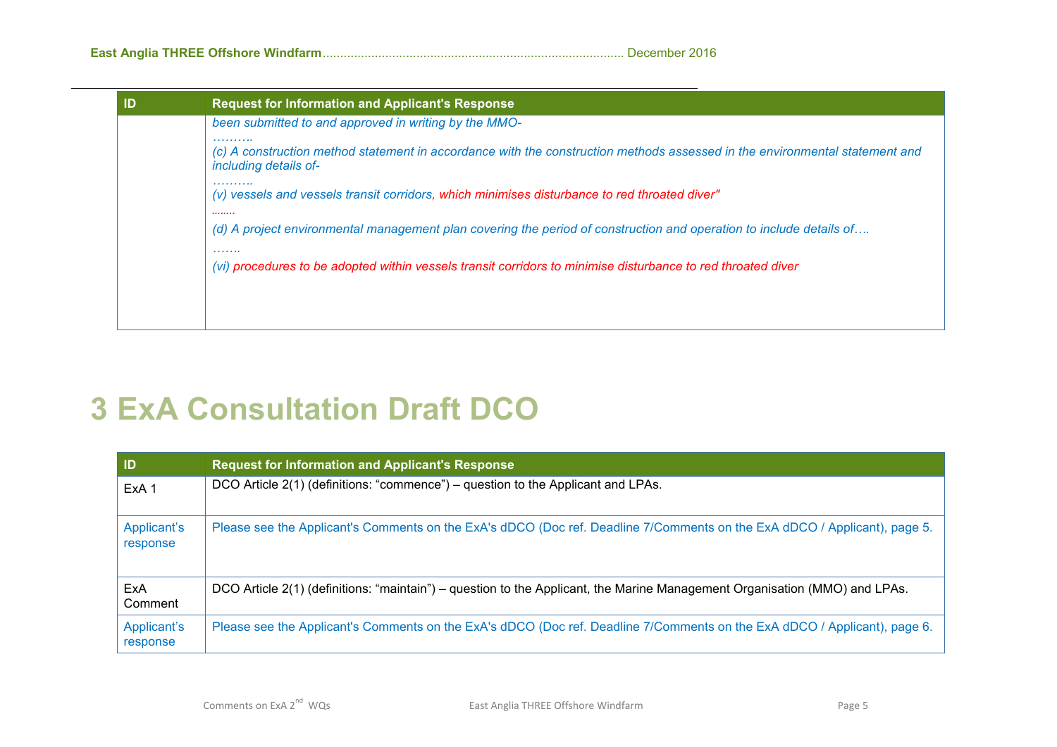| ID | Request for Information and Applicant's Response |
|---|---|
| | *been submitted to and approved in writing by the MMO-*<br>*……….*<br>*(c) A construction method statement in accordance with the construction methods assessed in the environmental statement and including details of-*<br>*……….*<br>*(v) vessels and vessels transit corridors, which minimises disturbance to red throated diver"*<br>*……..*<br>*(d) A project environmental management plan covering the period of construction and operation to include details of….*<br>*…….*<br>*(vi) procedures to be adopted within vessels transit corridors to minimise disturbance to red throated diver* |

# 3 ExA Consultation Draft DCO

| ID | Request for Information and Applicant's Response |
|---|---|
| ExA 1 | DCO Article 2(1) (definitions: "commence") – question to the Applicant and LPAs. |
| Applicant's response | Please see the Applicant's Comments on the ExA's dDCO (Doc ref. Deadline 7/Comments on the ExA dDCO / Applicant), page 5. |
| ExA Comment | DCO Article 2(1) (definitions: "maintain") – question to the Applicant, the Marine Management Organisation (MMO) and LPAs. |
| Applicant's response | Please see the Applicant's Comments on the ExA's dDCO (Doc ref. Deadline 7/Comments on the ExA dDCO / Applicant), page 6. |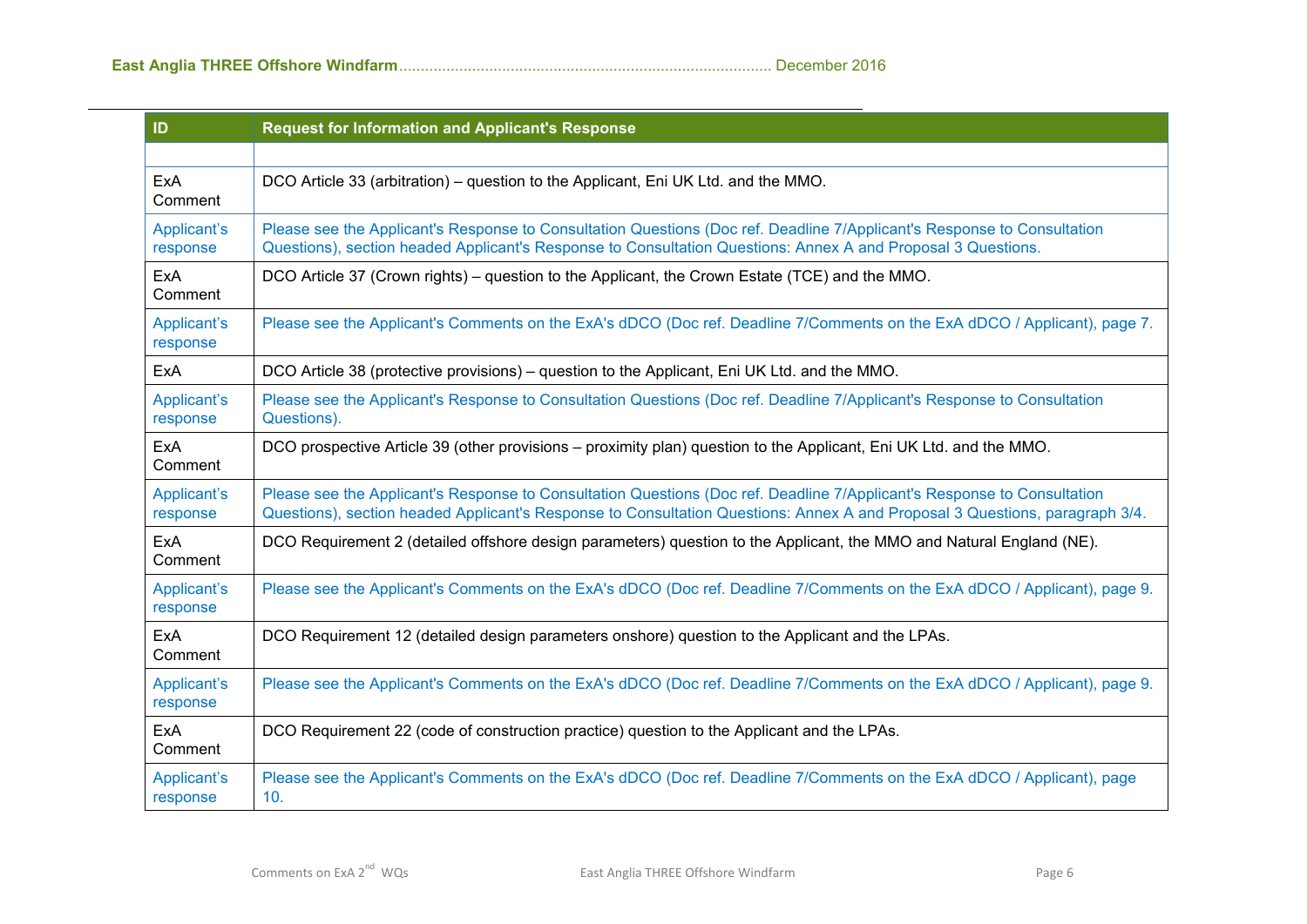| ID | Request for Information and Applicant's Response |
|---|---|
| | |
| ExA Comment | DCO Article 33 (arbitration) – question to the Applicant, Eni UK Ltd. and the MMO. |
| Applicant's response | Please see the Applicant's Response to Consultation Questions (Doc ref. Deadline 7/Applicant's Response to Consultation Questions), section headed Applicant's Response to Consultation Questions: Annex A and Proposal 3 Questions. |
| ExA Comment | DCO Article 37 (Crown rights) – question to the Applicant, the Crown Estate (TCE) and the MMO. |
| Applicant's response | Please see the Applicant's Comments on the ExA's dDCO (Doc ref. Deadline 7/Comments on the ExA dDCO / Applicant), page 7. |
| ExA | DCO Article 38 (protective provisions) – question to the Applicant, Eni UK Ltd. and the MMO. |
| Applicant's response | Please see the Applicant's Response to Consultation Questions (Doc ref. Deadline 7/Applicant's Response to Consultation Questions). |
| ExA Comment | DCO prospective Article 39 (other provisions – proximity plan) question to the Applicant, Eni UK Ltd. and the MMO. |
| Applicant's response | Please see the Applicant's Response to Consultation Questions (Doc ref. Deadline 7/Applicant's Response to Consultation Questions), section headed Applicant's Response to Consultation Questions: Annex A and Proposal 3 Questions, paragraph 3/4. |
| ExA Comment | DCO Requirement 2 (detailed offshore design parameters) question to the Applicant, the MMO and Natural England (NE). |
| Applicant's response | Please see the Applicant's Comments on the ExA's dDCO (Doc ref. Deadline 7/Comments on the ExA dDCO / Applicant), page 9. |
| ExA Comment | DCO Requirement 12 (detailed design parameters onshore) question to the Applicant and the LPAs. |
| Applicant's response | Please see the Applicant's Comments on the ExA's dDCO (Doc ref. Deadline 7/Comments on the ExA dDCO / Applicant), page 9. |
| ExA Comment | DCO Requirement 22 (code of construction practice) question to the Applicant and the LPAs. |
| Applicant's response | Please see the Applicant's Comments on the ExA's dDCO (Doc ref. Deadline 7/Comments on the ExA dDCO / Applicant), page 10. |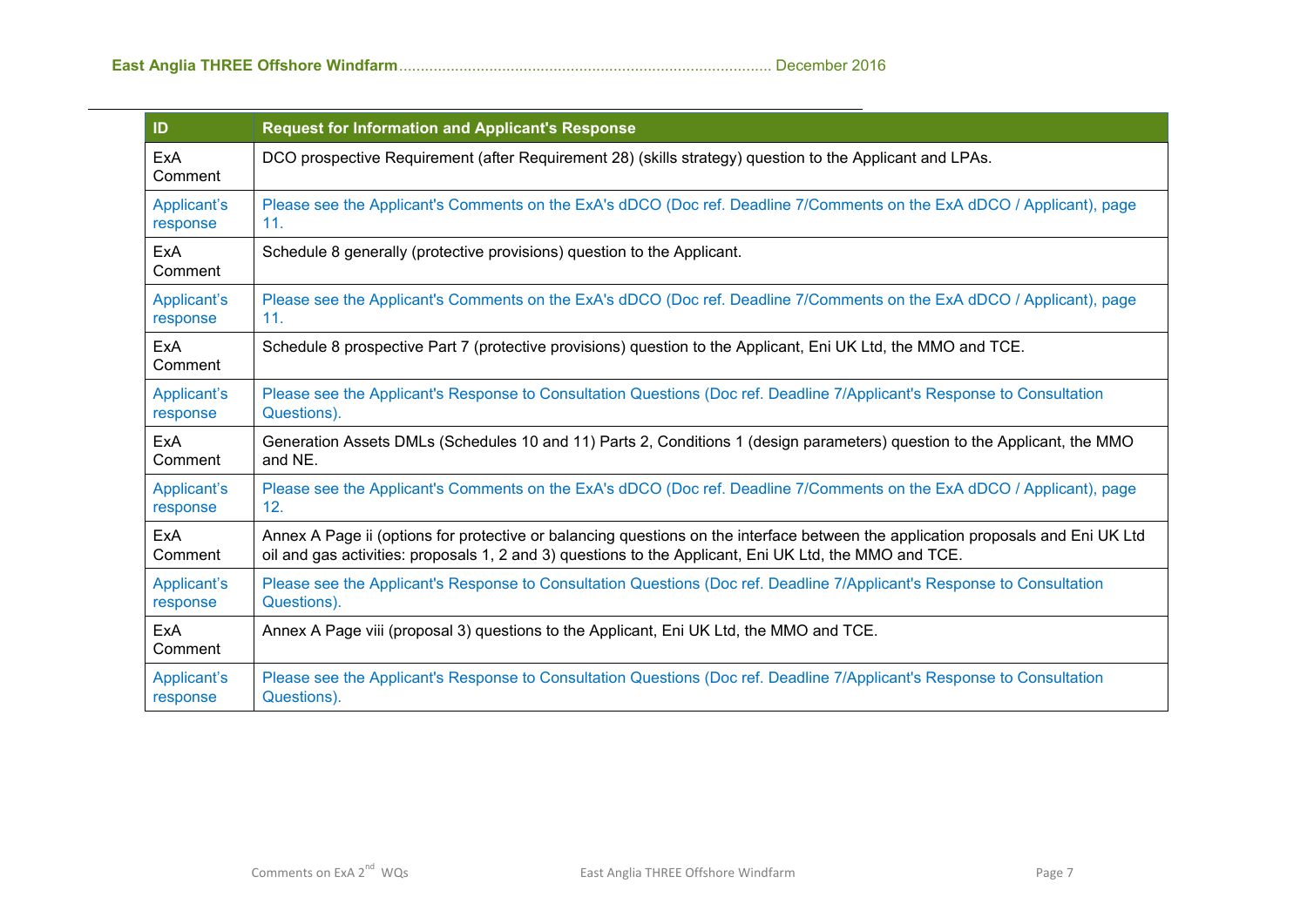| ID | Request for Information and Applicant's Response |
|---|---|
| ExA Comment | DCO prospective Requirement (after Requirement 28) (skills strategy) question to the Applicant and LPAs. |
| Applicant's response | Please see the Applicant's Comments on the ExA's dDCO (Doc ref. Deadline 7/Comments on the ExA dDCO / Applicant), page 11. |
| ExA Comment | Schedule 8 generally (protective provisions) question to the Applicant. |
| Applicant's response | Please see the Applicant's Comments on the ExA's dDCO (Doc ref. Deadline 7/Comments on the ExA dDCO / Applicant), page 11. |
| ExA Comment | Schedule 8 prospective Part 7 (protective provisions) question to the Applicant, Eni UK Ltd, the MMO and TCE. |
| Applicant's response | Please see the Applicant's Response to Consultation Questions (Doc ref. Deadline 7/Applicant's Response to Consultation Questions). |
| ExA Comment | Generation Assets DMLs (Schedules 10 and 11) Parts 2, Conditions 1 (design parameters) question to the Applicant, the MMO and NE. |
| Applicant's response | Please see the Applicant's Comments on the ExA's dDCO (Doc ref. Deadline 7/Comments on the ExA dDCO / Applicant), page 12. |
| ExA Comment | Annex A Page ii (options for protective or balancing questions on the interface between the application proposals and Eni UK Ltd oil and gas activities: proposals 1, 2 and 3) questions to the Applicant, Eni UK Ltd, the MMO and TCE. |
| Applicant's response | Please see the Applicant's Response to Consultation Questions (Doc ref. Deadline 7/Applicant's Response to Consultation Questions). |
| ExA Comment | Annex A Page viii (proposal 3) questions to the Applicant, Eni UK Ltd, the MMO and TCE. |
| Applicant's response | Please see the Applicant's Response to Consultation Questions (Doc ref. Deadline 7/Applicant's Response to Consultation Questions). |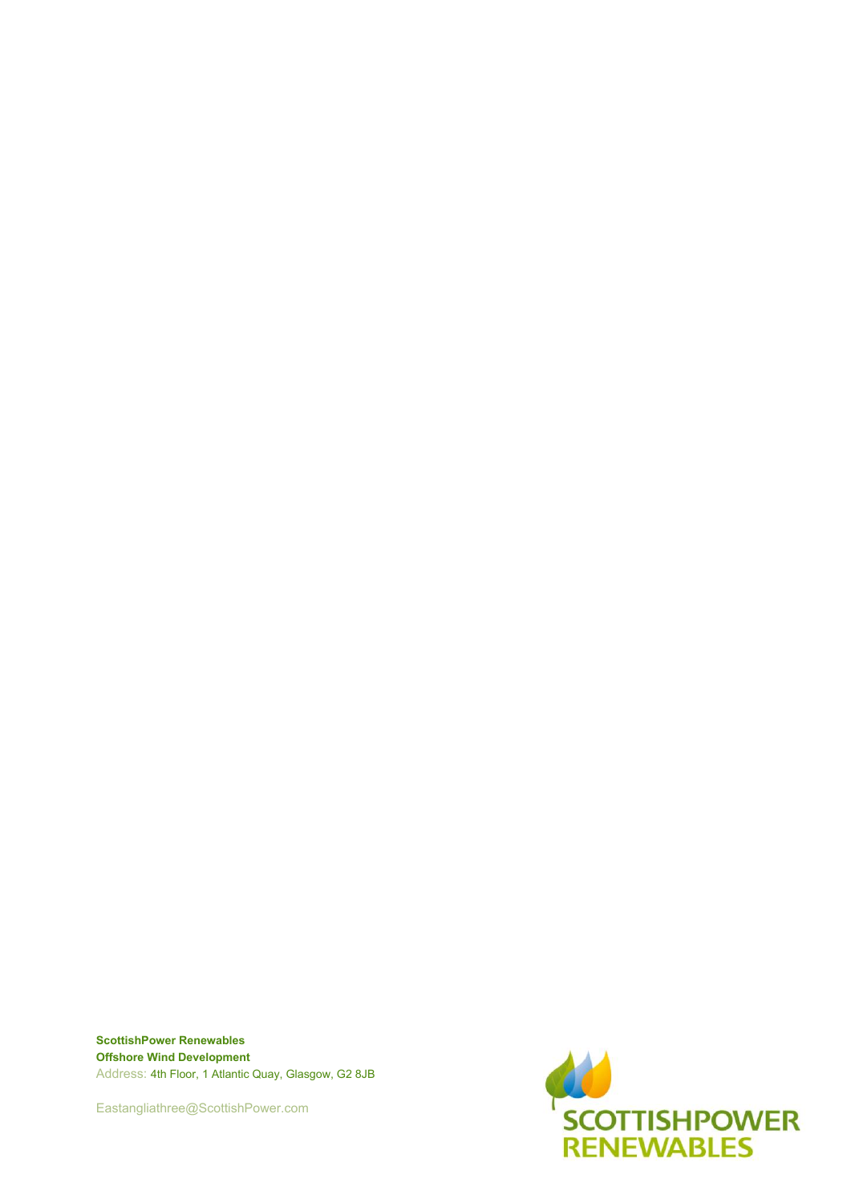**ScottishPower Renewables**
**Offshore Wind Development**
Address: 4th Floor, 1 Atlantic Quay, Glasgow, G2 8JB

Eastangliathree@ScottishPower.com